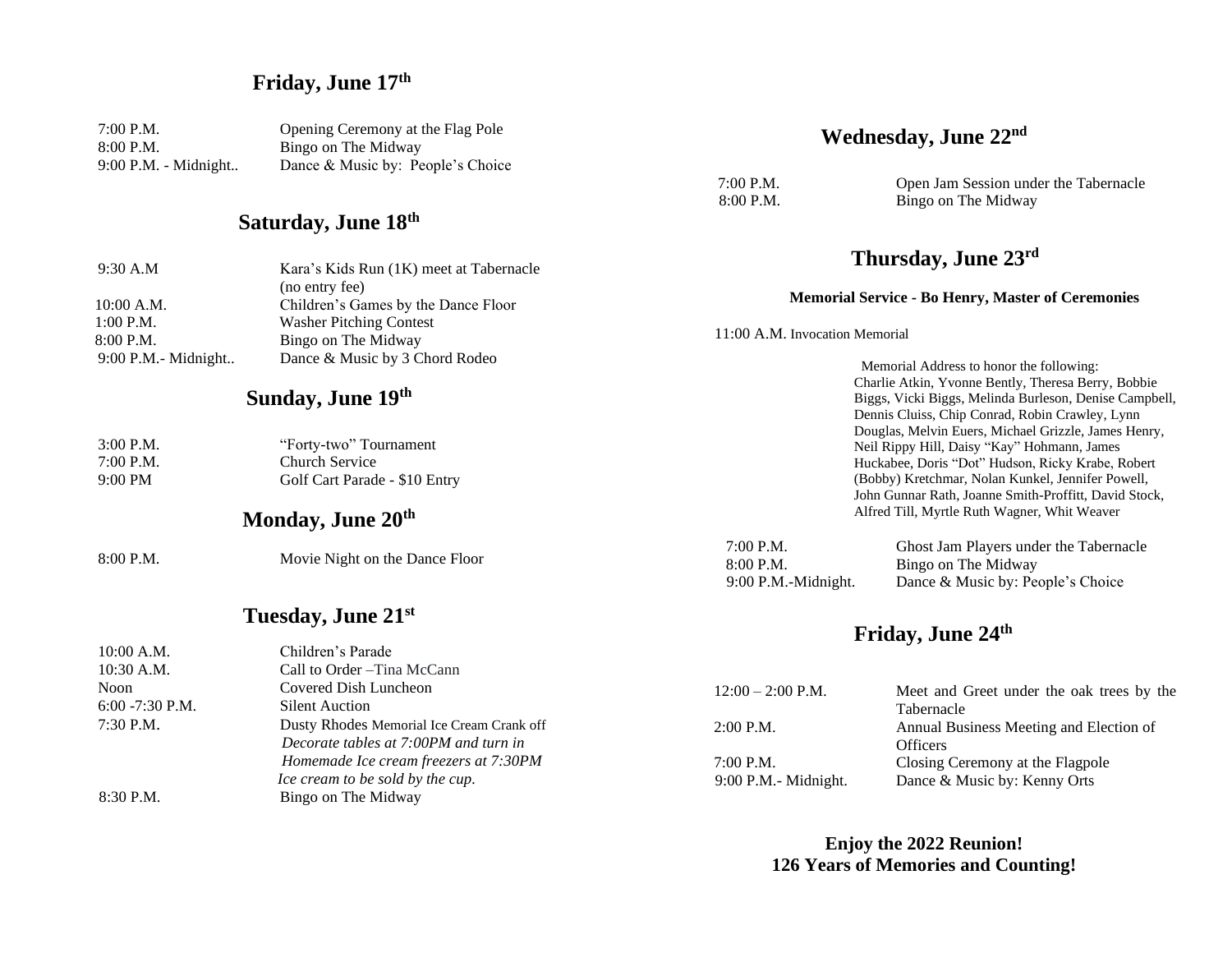## Friday, June 17th

| | |
|---|---|
| 7:00 P.M. | Opening Ceremony at the Flag Pole |
| 8:00 P.M. | Bingo on The Midway |
| 9:00 P.M. - Midnight.. | Dance & Music by: People's Choice |

## Saturday, June 18th

| | |
|---|---|
| 9:30 A.M | Kara's Kids Run (1K) meet at Tabernacle (no entry fee) |
| 10:00 A.M. | Children's Games by the Dance Floor |
| 1:00 P.M. | Washer Pitching Contest |
| 8:00 P.M. | Bingo on The Midway |
| 9:00 P.M.- Midnight.. | Dance & Music by 3 Chord Rodeo |

## Sunday, June 19th

| | |
|---|---|
| 3:00 P.M. | "Forty-two" Tournament |
| 7:00 P.M. | Church Service |
| 9:00 PM | Golf Cart Parade - $10 Entry |

## Monday, June 20th

| | |
|---|---|
| 8:00 P.M. | Movie Night on the Dance Floor |

## Tuesday, June 21st

| | |
|---|---|
| 10:00 A.M. | Children's Parade |
| 10:30 A.M. | Call to Order –Tina McCann |
| Noon | Covered Dish Luncheon |
| 6:00 -7:30 P.M. | Silent Auction |
| 7:30 P.M. | Dusty Rhodes Memorial Ice Cream Crank off *Decorate tables at 7:00PM and turn in Homemade Ice cream freezers at 7:30PM Ice cream to be sold by the cup.* |
| 8:30 P.M. | Bingo on The Midway |

## Wednesday, June 22nd

| | |
|---|---|
| 7:00 P.M. | Open Jam Session under the Tabernacle |
| 8:00 P.M. | Bingo on The Midway |

## Thursday, June 23rd

**Memorial Service - Bo Henry, Master of Ceremonies**

11:00 A.M. Invocation Memorial

Memorial Address to honor the following: Charlie Atkin, Yvonne Bently, Theresa Berry, Bobbie Biggs, Vicki Biggs, Melinda Burleson, Denise Campbell, Dennis Cluiss, Chip Conrad, Robin Crawley, Lynn Douglas, Melvin Euers, Michael Grizzle, James Henry, Neil Rippy Hill, Daisy "Kay" Hohmann, James Huckabee, Doris "Dot" Hudson, Ricky Krabe, Robert (Bobby) Kretchmar, Nolan Kunkel, Jennifer Powell, John Gunnar Rath, Joanne Smith-Proffitt, David Stock, Alfred Till, Myrtle Ruth Wagner, Whit Weaver

| | |
|---|---|
| 7:00 P.M. | Ghost Jam Players under the Tabernacle |
| 8:00 P.M. | Bingo on The Midway |
| 9:00 P.M.-Midnight. | Dance & Music by: People's Choice |

## Friday, June 24th

| | |
|---|---|
| 12:00 – 2:00 P.M. | Meet and Greet under the oak trees by the Tabernacle |
| 2:00 P.M. | Annual Business Meeting and Election of Officers |
| 7:00 P.M. | Closing Ceremony at the Flagpole |
| 9:00 P.M.- Midnight. | Dance & Music by: Kenny Orts |

**Enjoy the 2022 Reunion!**
**126 Years of Memories and Counting!**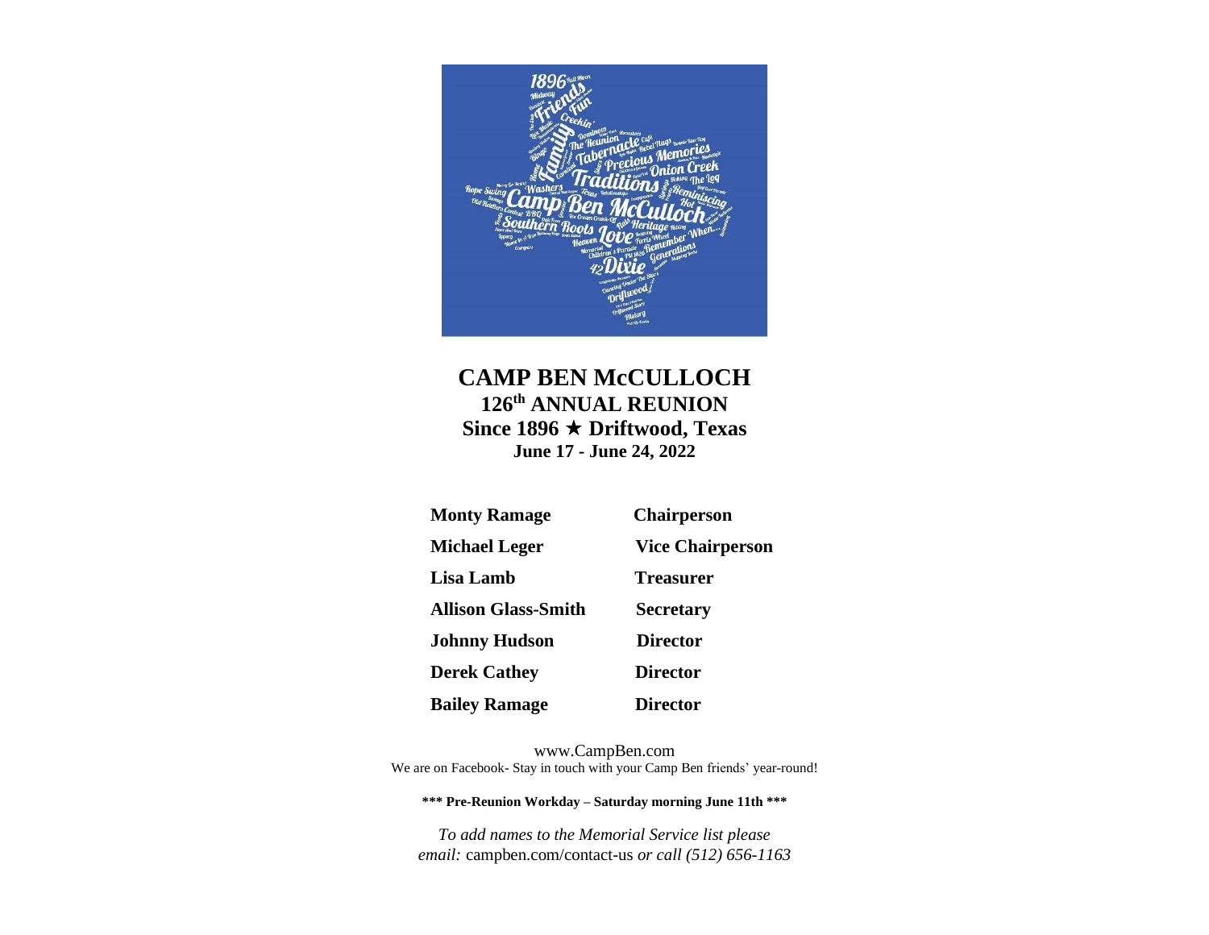# CAMP BEN McCULLOCH

## 126th ANNUAL REUNION

## Since 1896 ★ Driftwood, Texas

**June 17 - June 24, 2022**

| | |
|---|---|
| **Monty Ramage** | **Chairperson** |
| **Michael Leger** | **Vice Chairperson** |
| **Lisa Lamb** | **Treasurer** |
| **Allison Glass-Smith** | **Secretary** |
| **Johnny Hudson** | **Director** |
| **Derek Cathey** | **Director** |
| **Bailey Ramage** | **Director** |

www.CampBen.com

We are on Facebook- Stay in touch with your Camp Ben friends' year-round!

**\*\*\* Pre-Reunion Workday – Saturday morning June 11th \*\*\***

*To add names to the Memorial Service list please email:* campben.com/contact-us *or call (512) 656-1163*